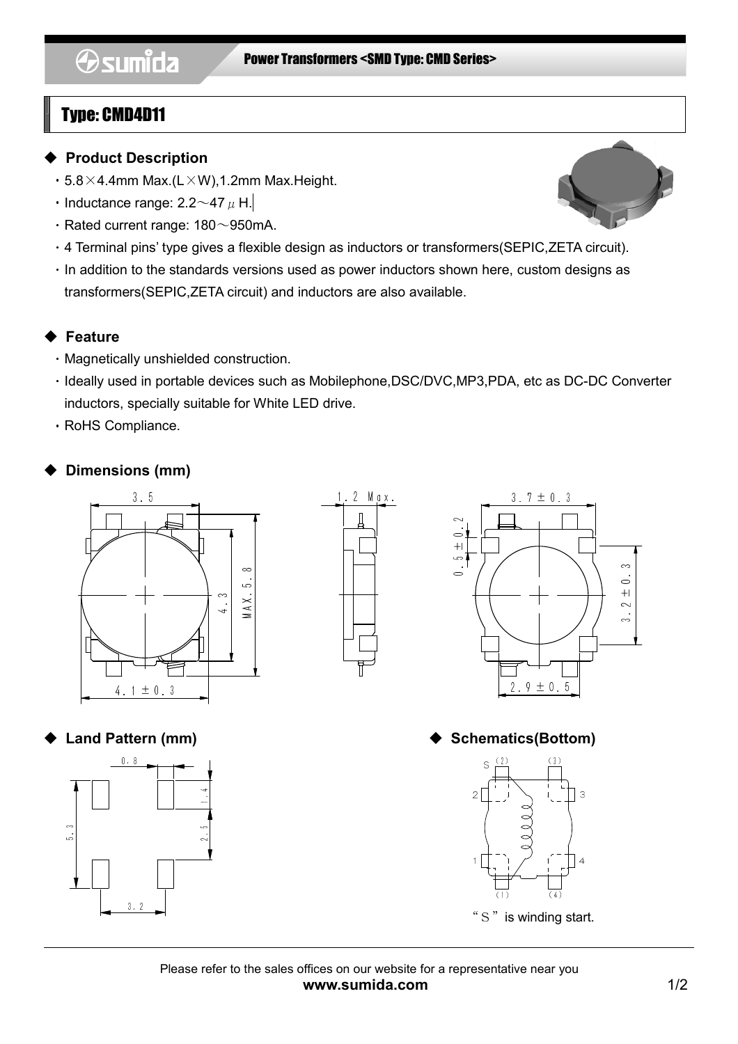Power Transformers <SMD Type: CMD Series>

# Type: CMD4D11

## ◆ Product Description

- ・5.8×4.4mm Max.(L×W),1.2mm Max.Height.
- ・Inductance range: 2.2～47 μH.
- ・Rated current range: 180～950mA.
- ・4 Terminal pins' type gives a flexible design as inductors or transformers(SEPIC,ZETA circuit).
- ・In addition to the standards versions used as power inductors shown here, custom designs as transformers(SEPIC,ZETA circuit) and inductors are also available.

## ◆ Feature

- ・Magnetically unshielded construction.
- ・Ideally used in portable devices such as Mobilephone,DSC/DVC,MP3,PDA, etc as DC-DC Converter inductors, specially suitable for White LED drive.
- ・RoHS Compliance.

## ◆ Dimensions (mm)

3.5
4.3
MAX.5.8
4.1±0.3
1.2 Max.
3.7±0.3
0.5±0.2
3.2±0.3
2.9±0.5

## ◆ Land Pattern (mm)

0.8
1.4
2.5
5.3
3.2

## ◆ Schematics(Bottom)

S (2) (3)
2 3
1 4
(1) (4)

"S" is winding start.

Please refer to the sales offices on our website for a representative near you

**www.sumida.com**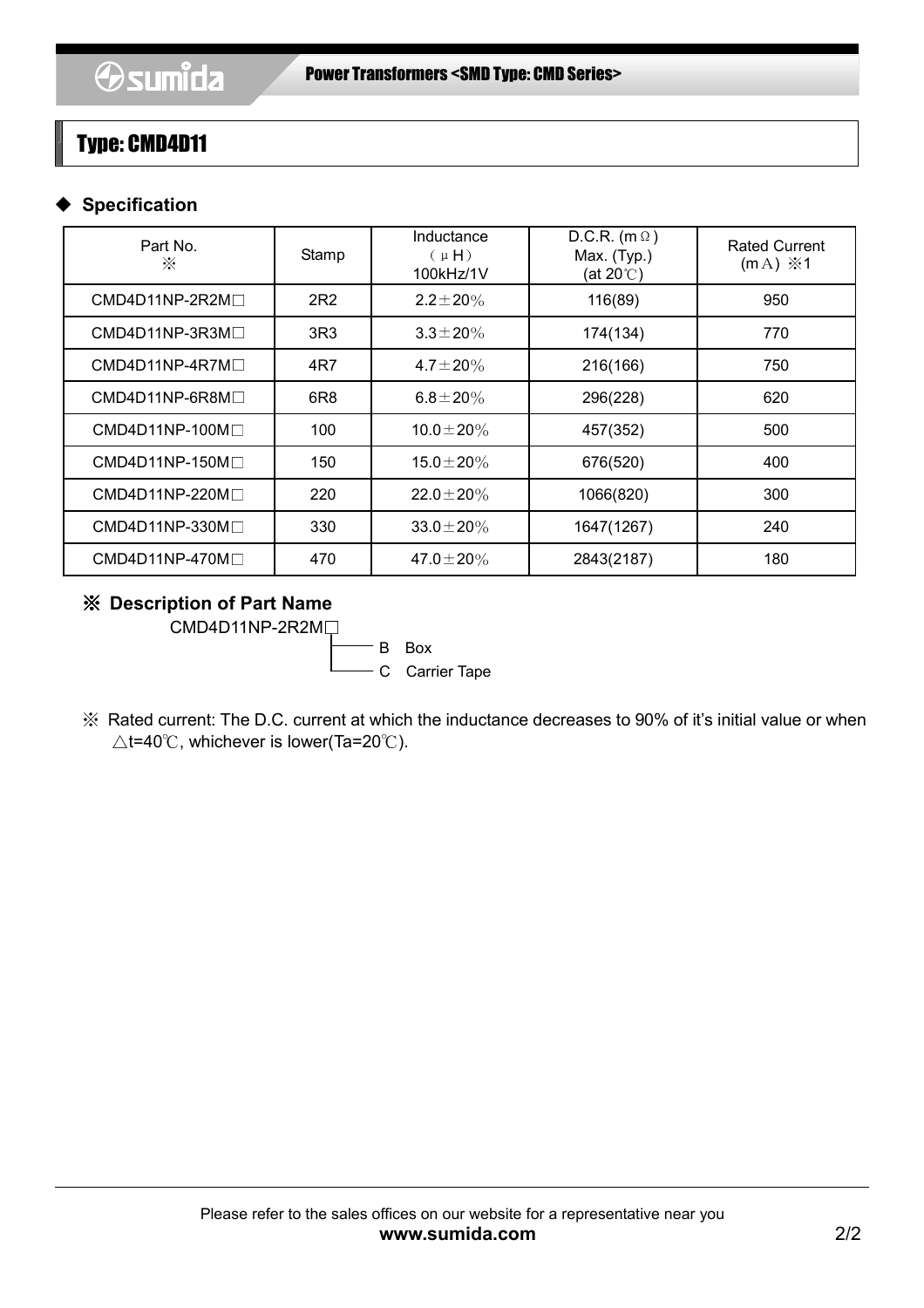## Type: CMD4D11

### ◆ Specification

| Part No. ※ | Stamp | Inductance (μH) 100kHz/1V | D.C.R. (mΩ) Max. (Typ.) (at 20℃) | Rated Current (mA) ※1 |
|---|---|---|---|---|
| CMD4D11NP-2R2M□ | 2R2 | 2.2±20% | 116(89) | 950 |
| CMD4D11NP-3R3M□ | 3R3 | 3.3±20% | 174(134) | 770 |
| CMD4D11NP-4R7M□ | 4R7 | 4.7±20% | 216(166) | 750 |
| CMD4D11NP-6R8M□ | 6R8 | 6.8±20% | 296(228) | 620 |
| CMD4D11NP-100M□ | 100 | 10.0±20% | 457(352) | 500 |
| CMD4D11NP-150M□ | 150 | 15.0±20% | 676(520) | 400 |
| CMD4D11NP-220M□ | 220 | 22.0±20% | 1066(820) | 300 |
| CMD4D11NP-330M□ | 330 | 33.0±20% | 1647(1267) | 240 |
| CMD4D11NP-470M□ | 470 | 47.0±20% | 2843(2187) | 180 |

### ※ Description of Part Name

CMD4D11NP-2R2M□

- B Box
- C Carrier Tape

※ Rated current: The D.C. current at which the inductance decreases to 90% of it's initial value or when △t=40℃, whichever is lower(Ta=20℃).

Please refer to the sales offices on our website for a representative near you

**www.sumida.com**